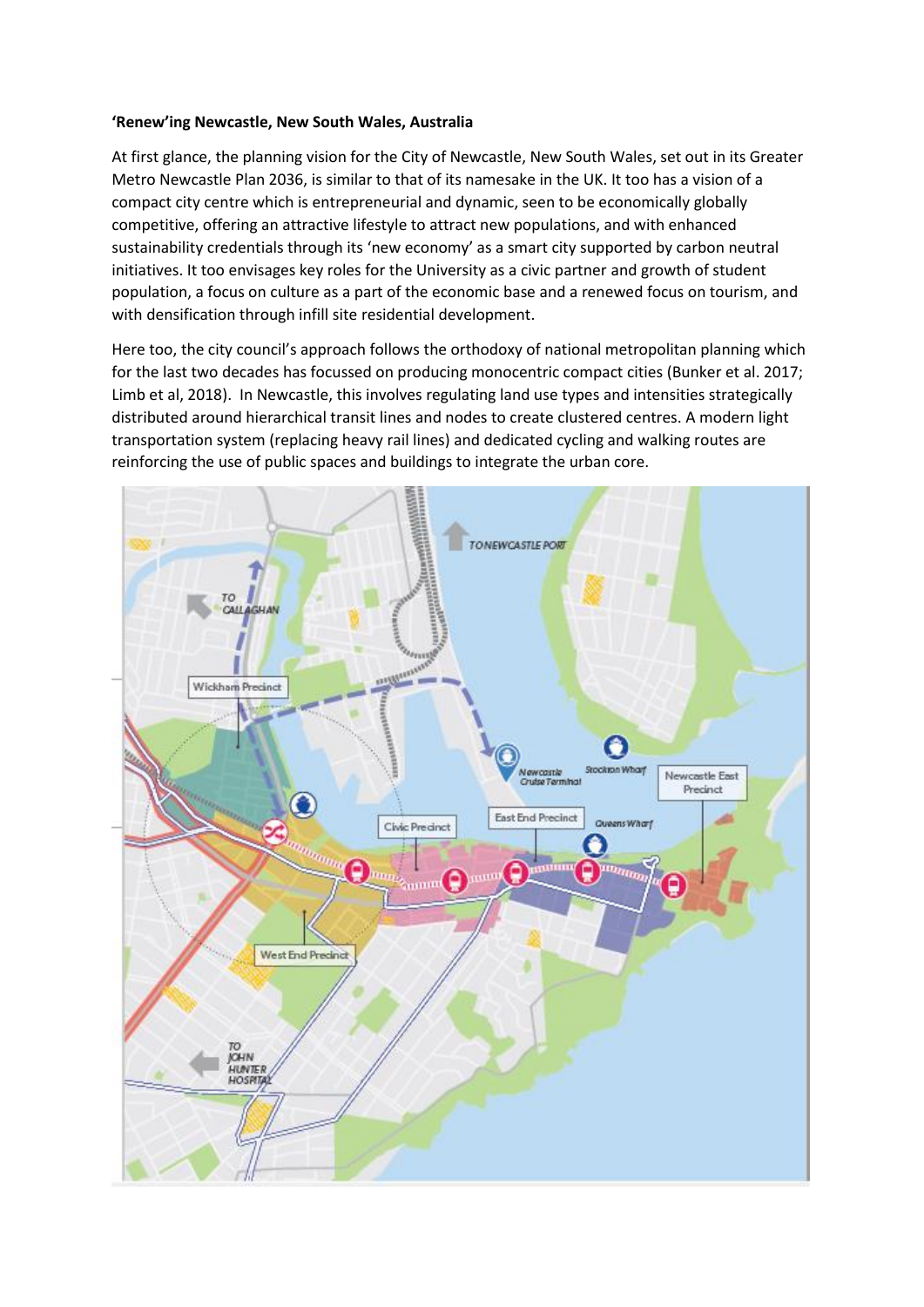**'Renew'ing Newcastle, New South Wales, Australia**

At first glance, the planning vision for the City of Newcastle, New South Wales, set out in its Greater Metro Newcastle Plan 2036, is similar to that of its namesake in the UK. It too has a vision of a compact city centre which is entrepreneurial and dynamic, seen to be economically globally competitive, offering an attractive lifestyle to attract new populations, and with enhanced sustainability credentials through its 'new economy' as a smart city supported by carbon neutral initiatives. It too envisages key roles for the University as a civic partner and growth of student population, a focus on culture as a part of the economic base and a renewed focus on tourism, and with densification through infill site residential development.

Here too, the city council's approach follows the orthodoxy of national metropolitan planning which for the last two decades has focussed on producing monocentric compact cities (Bunker et al. 2017; Limb et al, 2018). In Newcastle, this involves regulating land use types and intensities strategically distributed around hierarchical transit lines and nodes to create clustered centres. A modern light transportation system (replacing heavy rail lines) and dedicated cycling and walking routes are reinforcing the use of public spaces and buildings to integrate the urban core.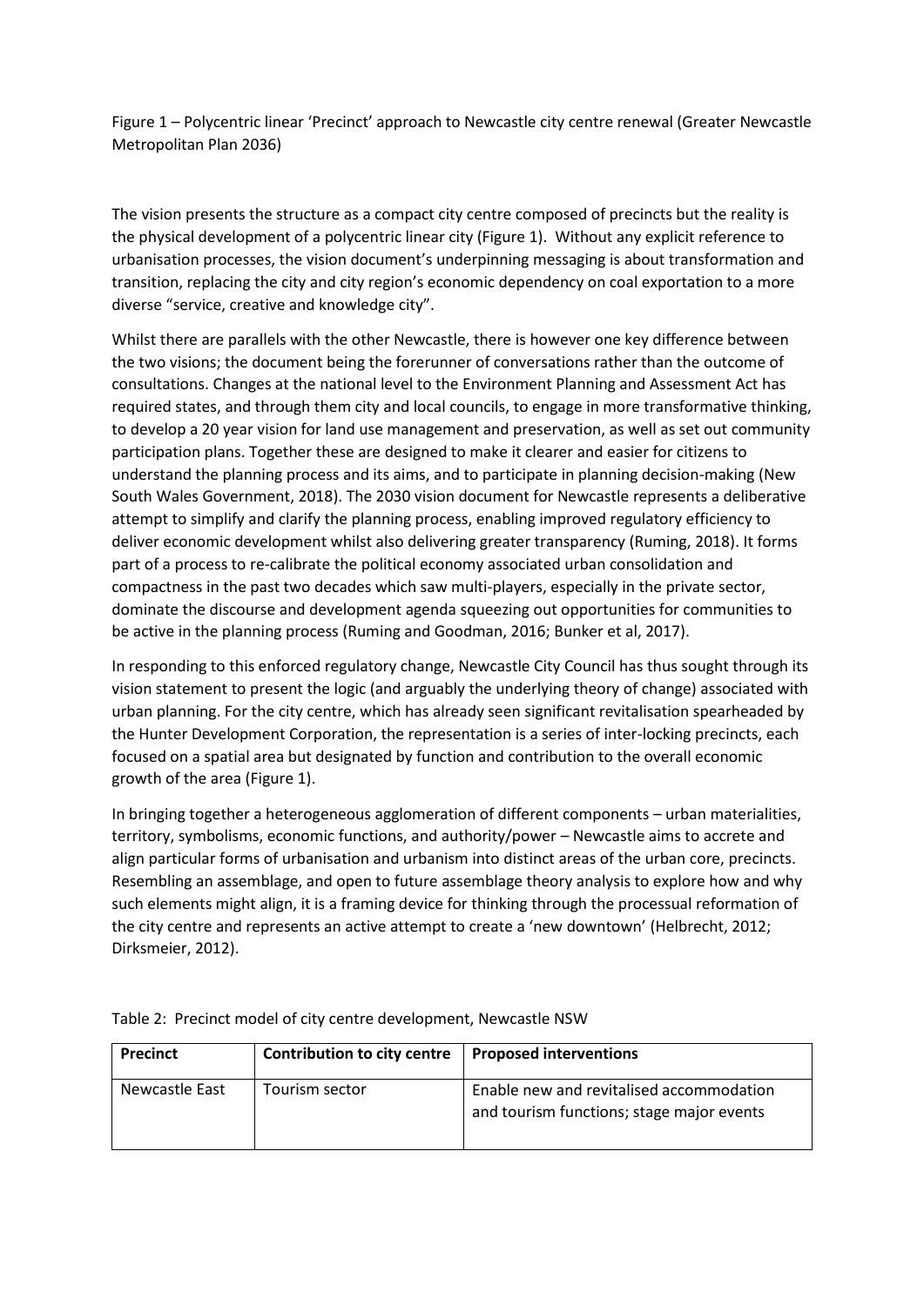Figure 1 – Polycentric linear 'Precinct' approach to Newcastle city centre renewal (Greater Newcastle Metropolitan Plan 2036)

The vision presents the structure as a compact city centre composed of precincts but the reality is the physical development of a polycentric linear city (Figure 1). Without any explicit reference to urbanisation processes, the vision document's underpinning messaging is about transformation and transition, replacing the city and city region's economic dependency on coal exportation to a more diverse "service, creative and knowledge city".

Whilst there are parallels with the other Newcastle, there is however one key difference between the two visions; the document being the forerunner of conversations rather than the outcome of consultations. Changes at the national level to the Environment Planning and Assessment Act has required states, and through them city and local councils, to engage in more transformative thinking, to develop a 20 year vision for land use management and preservation, as well as set out community participation plans. Together these are designed to make it clearer and easier for citizens to understand the planning process and its aims, and to participate in planning decision-making (New South Wales Government, 2018). The 2030 vision document for Newcastle represents a deliberative attempt to simplify and clarify the planning process, enabling improved regulatory efficiency to deliver economic development whilst also delivering greater transparency (Ruming, 2018). It forms part of a process to re-calibrate the political economy associated urban consolidation and compactness in the past two decades which saw multi-players, especially in the private sector, dominate the discourse and development agenda squeezing out opportunities for communities to be active in the planning process (Ruming and Goodman, 2016; Bunker et al, 2017).

In responding to this enforced regulatory change, Newcastle City Council has thus sought through its vision statement to present the logic (and arguably the underlying theory of change) associated with urban planning. For the city centre, which has already seen significant revitalisation spearheaded by the Hunter Development Corporation, the representation is a series of inter-locking precincts, each focused on a spatial area but designated by function and contribution to the overall economic growth of the area (Figure 1).

In bringing together a heterogeneous agglomeration of different components – urban materialities, territory, symbolisms, economic functions, and authority/power – Newcastle aims to accrete and align particular forms of urbanisation and urbanism into distinct areas of the urban core, precincts. Resembling an assemblage, and open to future assemblage theory analysis to explore how and why such elements might align, it is a framing device for thinking through the processual reformation of the city centre and represents an active attempt to create a 'new downtown' (Helbrecht, 2012; Dirksmeier, 2012).

Table 2: Precinct model of city centre development, Newcastle NSW

| **Precinct** | **Contribution to city centre** | **Proposed interventions** |
|---|---|---|
| Newcastle East | Tourism sector | Enable new and revitalised accommodation and tourism functions; stage major events |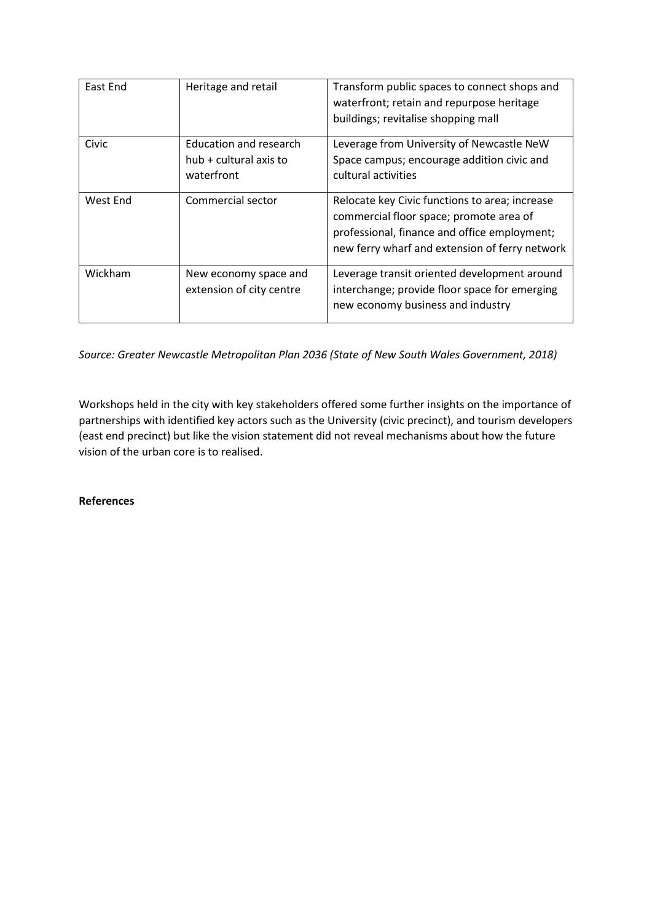| | | |
|---|---|---|
| East End | Heritage and retail | Transform public spaces to connect shops and waterfront; retain and repurpose heritage buildings; revitalise shopping mall |
| Civic | Education and research hub + cultural axis to waterfront | Leverage from University of Newcastle NeW Space campus; encourage addition civic and cultural activities |
| West End | Commercial sector | Relocate key Civic functions to area; increase commercial floor space; promote area of professional, finance and office employment; new ferry wharf and extension of ferry network |
| Wickham | New economy space and extension of city centre | Leverage transit oriented development around interchange; provide floor space for emerging new economy business and industry |

*Source: Greater Newcastle Metropolitan Plan 2036 (State of New South Wales Government, 2018)*

Workshops held in the city with key stakeholders offered some further insights on the importance of partnerships with identified key actors such as the University (civic precinct), and tourism developers (east end precinct) but like the vision statement did not reveal mechanisms about how the future vision of the urban core is to realised.

**References**